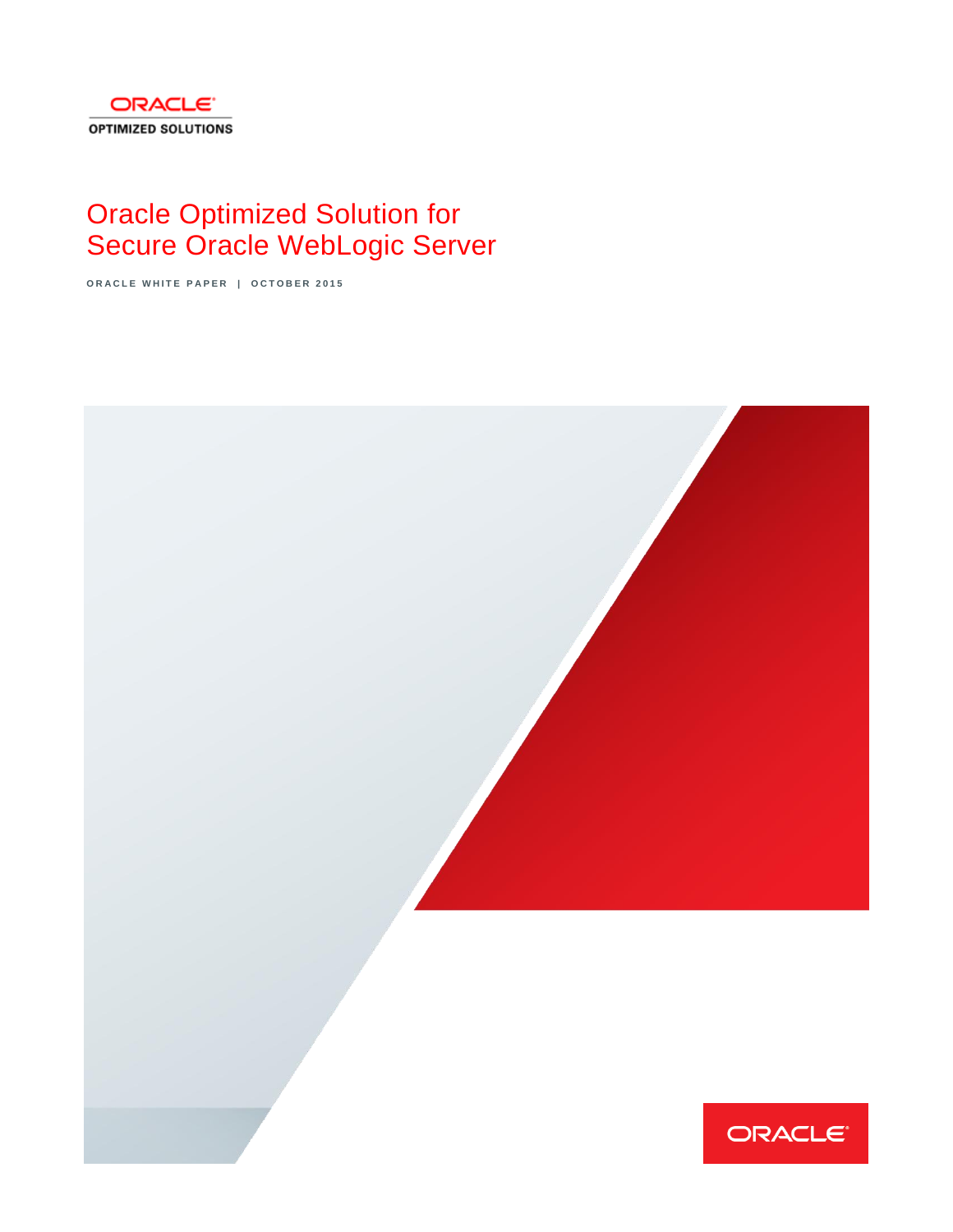ORACLE
OPTIMIZED SOLUTIONS

# Oracle Optimized Solution for Secure Oracle WebLogic Server

ORACLE WHITE PAPER | OCTOBER 2015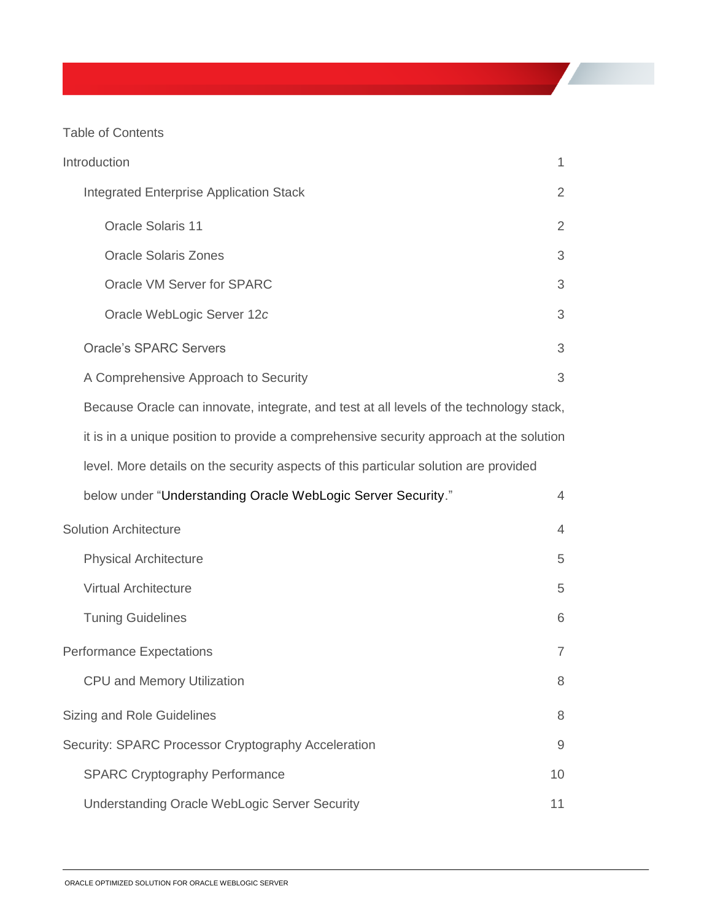Table of Contents

| | |
|---|---|
| Introduction | 1 |
| &nbsp;&nbsp;&nbsp;&nbsp;Integrated Enterprise Application Stack | 2 |
| &nbsp;&nbsp;&nbsp;&nbsp;&nbsp;&nbsp;&nbsp;&nbsp;Oracle Solaris 11 | 2 |
| &nbsp;&nbsp;&nbsp;&nbsp;&nbsp;&nbsp;&nbsp;&nbsp;Oracle Solaris Zones | 3 |
| &nbsp;&nbsp;&nbsp;&nbsp;&nbsp;&nbsp;&nbsp;&nbsp;Oracle VM Server for SPARC | 3 |
| &nbsp;&nbsp;&nbsp;&nbsp;&nbsp;&nbsp;&nbsp;&nbsp;Oracle WebLogic Server 12*c* | 3 |
| &nbsp;&nbsp;&nbsp;&nbsp;Oracle's SPARC Servers | 3 |
| &nbsp;&nbsp;&nbsp;&nbsp;A Comprehensive Approach to Security | 3 |
| &nbsp;&nbsp;&nbsp;&nbsp;Because Oracle can innovate, integrate, and test at all levels of the technology stack, it is in a unique position to provide a comprehensive security approach at the solution level. More details on the security aspects of this particular solution are provided below under "Understanding Oracle WebLogic Server Security." | 4 |
| Solution Architecture | 4 |
| &nbsp;&nbsp;&nbsp;&nbsp;Physical Architecture | 5 |
| &nbsp;&nbsp;&nbsp;&nbsp;Virtual Architecture | 5 |
| &nbsp;&nbsp;&nbsp;&nbsp;Tuning Guidelines | 6 |
| Performance Expectations | 7 |
| &nbsp;&nbsp;&nbsp;&nbsp;CPU and Memory Utilization | 8 |
| Sizing and Role Guidelines | 8 |
| Security: SPARC Processor Cryptography Acceleration | 9 |
| &nbsp;&nbsp;&nbsp;&nbsp;SPARC Cryptography Performance | 10 |
| &nbsp;&nbsp;&nbsp;&nbsp;Understanding Oracle WebLogic Server Security | 11 |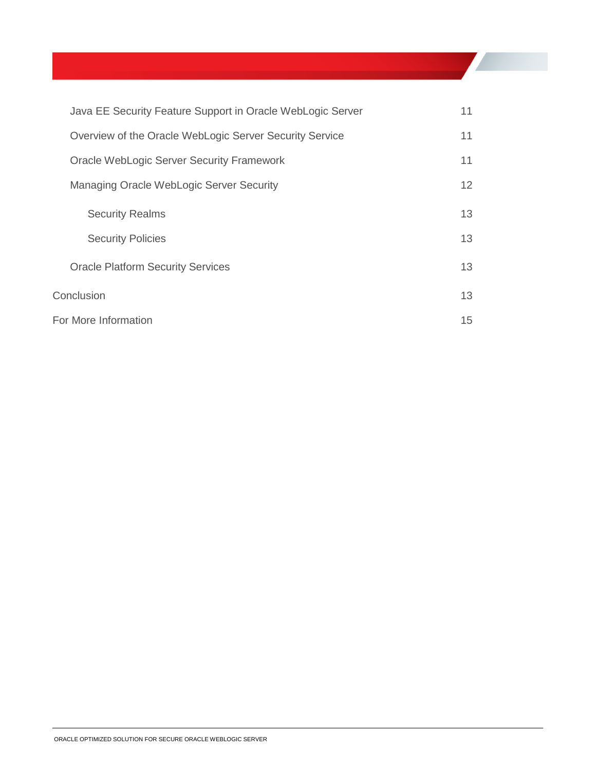| | |
|---|---|
| Java EE Security Feature Support in Oracle WebLogic Server | 11 |
| Overview of the Oracle WebLogic Server Security Service | 11 |
| Oracle WebLogic Server Security Framework | 11 |
| Managing Oracle WebLogic Server Security | 12 |
| Security Realms | 13 |
| Security Policies | 13 |
| Oracle Platform Security Services | 13 |
| Conclusion | 13 |
| For More Information | 15 |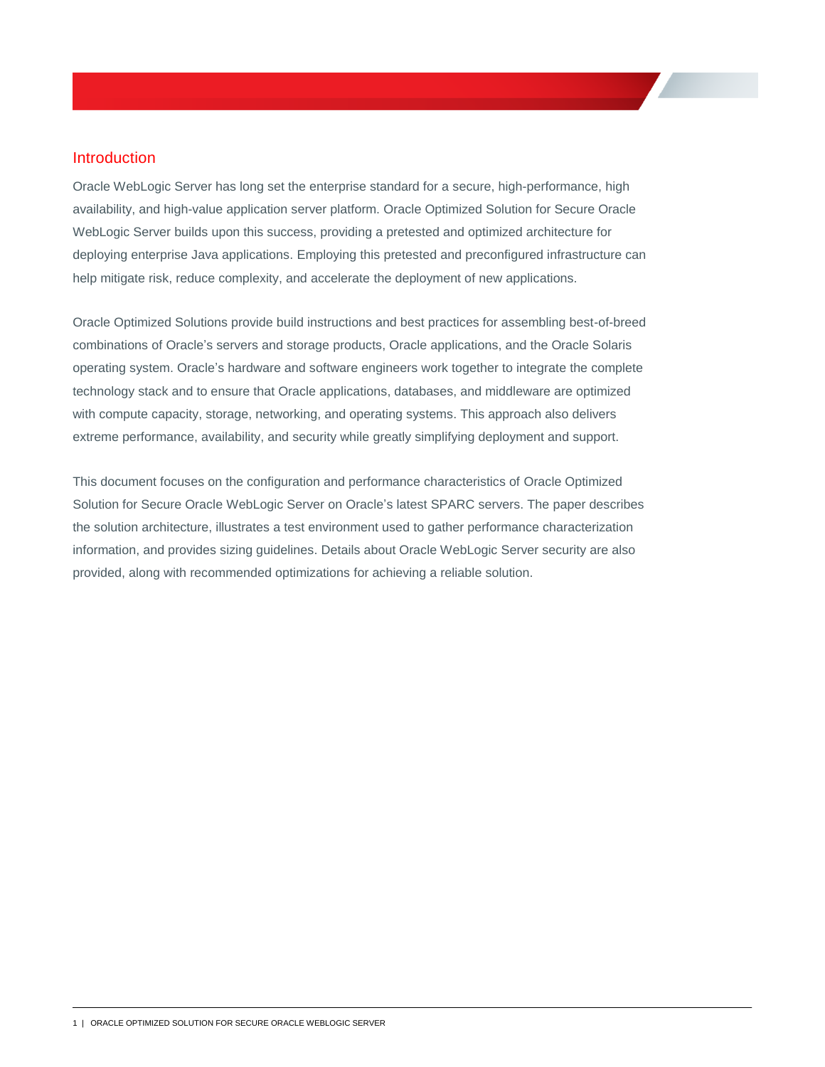## Introduction

Oracle WebLogic Server has long set the enterprise standard for a secure, high-performance, high availability, and high-value application server platform. Oracle Optimized Solution for Secure Oracle WebLogic Server builds upon this success, providing a pretested and optimized architecture for deploying enterprise Java applications. Employing this pretested and preconfigured infrastructure can help mitigate risk, reduce complexity, and accelerate the deployment of new applications.

Oracle Optimized Solutions provide build instructions and best practices for assembling best-of-breed combinations of Oracle's servers and storage products, Oracle applications, and the Oracle Solaris operating system. Oracle's hardware and software engineers work together to integrate the complete technology stack and to ensure that Oracle applications, databases, and middleware are optimized with compute capacity, storage, networking, and operating systems. This approach also delivers extreme performance, availability, and security while greatly simplifying deployment and support.

This document focuses on the configuration and performance characteristics of Oracle Optimized Solution for Secure Oracle WebLogic Server on Oracle's latest SPARC servers. The paper describes the solution architecture, illustrates a test environment used to gather performance characterization information, and provides sizing guidelines. Details about Oracle WebLogic Server security are also provided, along with recommended optimizations for achieving a reliable solution.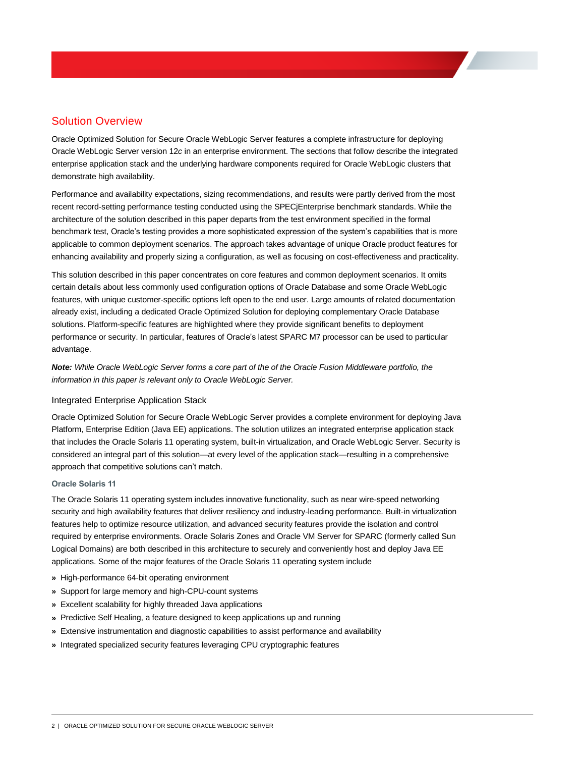## Solution Overview

Oracle Optimized Solution for Secure Oracle WebLogic Server features a complete infrastructure for deploying Oracle WebLogic Server version 12*c* in an enterprise environment. The sections that follow describe the integrated enterprise application stack and the underlying hardware components required for Oracle WebLogic clusters that demonstrate high availability.

Performance and availability expectations, sizing recommendations, and results were partly derived from the most recent record-setting performance testing conducted using the SPECjEnterprise benchmark standards. While the architecture of the solution described in this paper departs from the test environment specified in the formal benchmark test, Oracle's testing provides a more sophisticated expression of the system's capabilities that is more applicable to common deployment scenarios. The approach takes advantage of unique Oracle product features for enhancing availability and properly sizing a configuration, as well as focusing on cost-effectiveness and practicality.

This solution described in this paper concentrates on core features and common deployment scenarios. It omits certain details about less commonly used configuration options of Oracle Database and some Oracle WebLogic features, with unique customer-specific options left open to the end user. Large amounts of related documentation already exist, including a dedicated Oracle Optimized Solution for deploying complementary Oracle Database solutions. Platform-specific features are highlighted where they provide significant benefits to deployment performance or security. In particular, features of Oracle's latest SPARC M7 processor can be used to particular advantage.

***Note:*** *While Oracle WebLogic Server forms a core part of the of the Oracle Fusion Middleware portfolio, the information in this paper is relevant only to Oracle WebLogic Server.*

### Integrated Enterprise Application Stack

Oracle Optimized Solution for Secure Oracle WebLogic Server provides a complete environment for deploying Java Platform, Enterprise Edition (Java EE) applications. The solution utilizes an integrated enterprise application stack that includes the Oracle Solaris 11 operating system, built-in virtualization, and Oracle WebLogic Server. Security is considered an integral part of this solution—at every level of the application stack—resulting in a comprehensive approach that competitive solutions can't match.

#### Oracle Solaris 11

The Oracle Solaris 11 operating system includes innovative functionality, such as near wire-speed networking security and high availability features that deliver resiliency and industry-leading performance. Built-in virtualization features help to optimize resource utilization, and advanced security features provide the isolation and control required by enterprise environments. Oracle Solaris Zones and Oracle VM Server for SPARC (formerly called Sun Logical Domains) are both described in this architecture to securely and conveniently host and deploy Java EE applications. Some of the major features of the Oracle Solaris 11 operating system include

- High-performance 64-bit operating environment
- Support for large memory and high-CPU-count systems
- Excellent scalability for highly threaded Java applications
- Predictive Self Healing, a feature designed to keep applications up and running
- Extensive instrumentation and diagnostic capabilities to assist performance and availability
- Integrated specialized security features leveraging CPU cryptographic features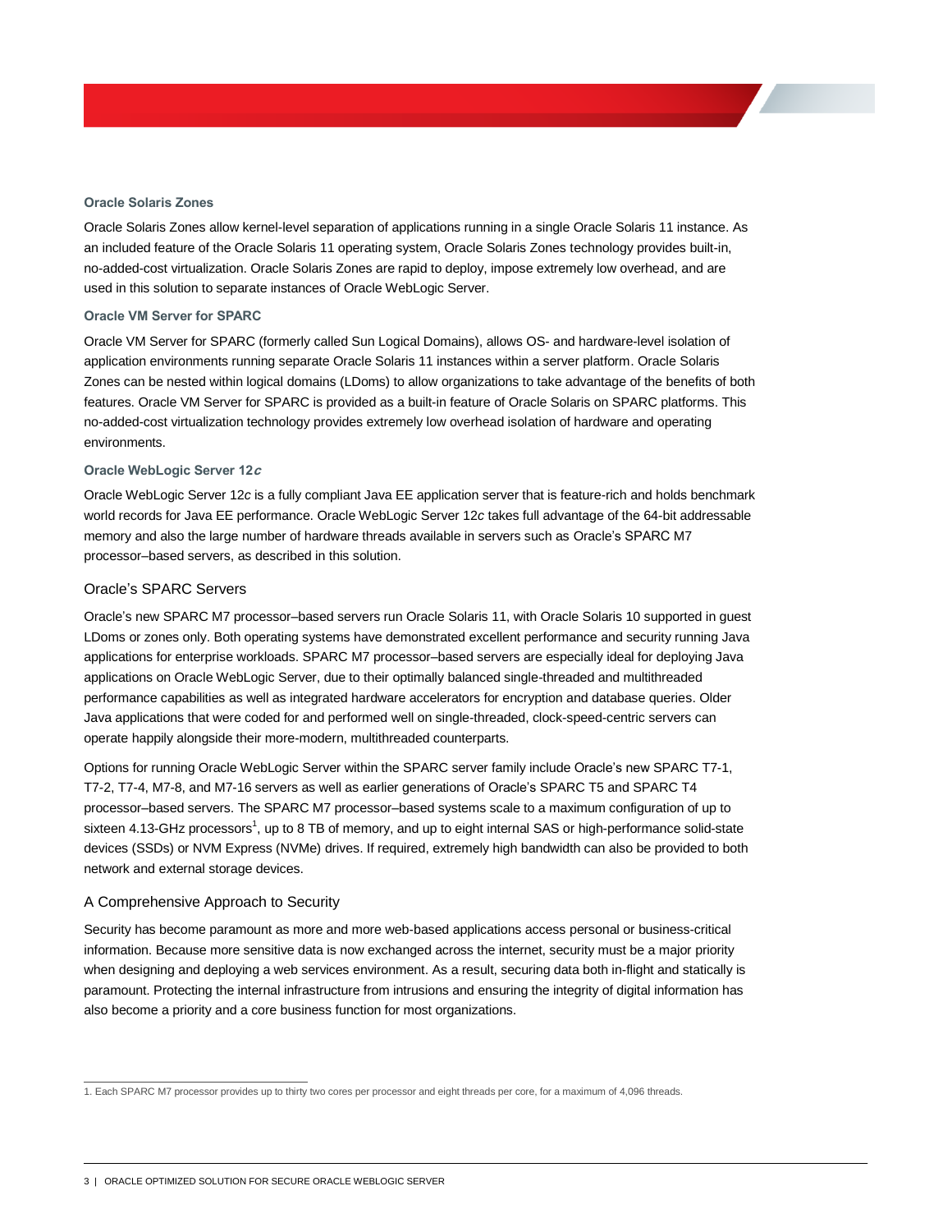### Oracle Solaris Zones

Oracle Solaris Zones allow kernel-level separation of applications running in a single Oracle Solaris 11 instance. As an included feature of the Oracle Solaris 11 operating system, Oracle Solaris Zones technology provides built-in, no-added-cost virtualization. Oracle Solaris Zones are rapid to deploy, impose extremely low overhead, and are used in this solution to separate instances of Oracle WebLogic Server.

### Oracle VM Server for SPARC

Oracle VM Server for SPARC (formerly called Sun Logical Domains), allows OS- and hardware-level isolation of application environments running separate Oracle Solaris 11 instances within a server platform. Oracle Solaris Zones can be nested within logical domains (LDoms) to allow organizations to take advantage of the benefits of both features. Oracle VM Server for SPARC is provided as a built-in feature of Oracle Solaris on SPARC platforms. This no-added-cost virtualization technology provides extremely low overhead isolation of hardware and operating environments.

### Oracle WebLogic Server 12*c*

Oracle WebLogic Server 12*c* is a fully compliant Java EE application server that is feature-rich and holds benchmark world records for Java EE performance. Oracle WebLogic Server 12*c* takes full advantage of the 64-bit addressable memory and also the large number of hardware threads available in servers such as Oracle's SPARC M7 processor–based servers, as described in this solution.

## Oracle's SPARC Servers

Oracle's new SPARC M7 processor–based servers run Oracle Solaris 11, with Oracle Solaris 10 supported in guest LDoms or zones only. Both operating systems have demonstrated excellent performance and security running Java applications for enterprise workloads. SPARC M7 processor–based servers are especially ideal for deploying Java applications on Oracle WebLogic Server, due to their optimally balanced single-threaded and multithreaded performance capabilities as well as integrated hardware accelerators for encryption and database queries. Older Java applications that were coded for and performed well on single-threaded, clock-speed-centric servers can operate happily alongside their more-modern, multithreaded counterparts.

Options for running Oracle WebLogic Server within the SPARC server family include Oracle's new SPARC T7-1, T7-2, T7-4, M7-8, and M7-16 servers as well as earlier generations of Oracle's SPARC T5 and SPARC T4 processor–based servers. The SPARC M7 processor–based systems scale to a maximum configuration of up to sixteen 4.13-GHz processors[1], up to 8 TB of memory, and up to eight internal SAS or high-performance solid-state devices (SSDs) or NVM Express (NVMe) drives. If required, extremely high bandwidth can also be provided to both network and external storage devices.

## A Comprehensive Approach to Security

Security has become paramount as more and more web-based applications access personal or business-critical information. Because more sensitive data is now exchanged across the internet, security must be a major priority when designing and deploying a web services environment. As a result, securing data both in-flight and statically is paramount. Protecting the internal infrastructure from intrusions and ensuring the integrity of digital information has also become a priority and a core business function for most organizations.

---

1. Each SPARC M7 processor provides up to thirty two cores per processor and eight threads per core, for a maximum of 4,096 threads.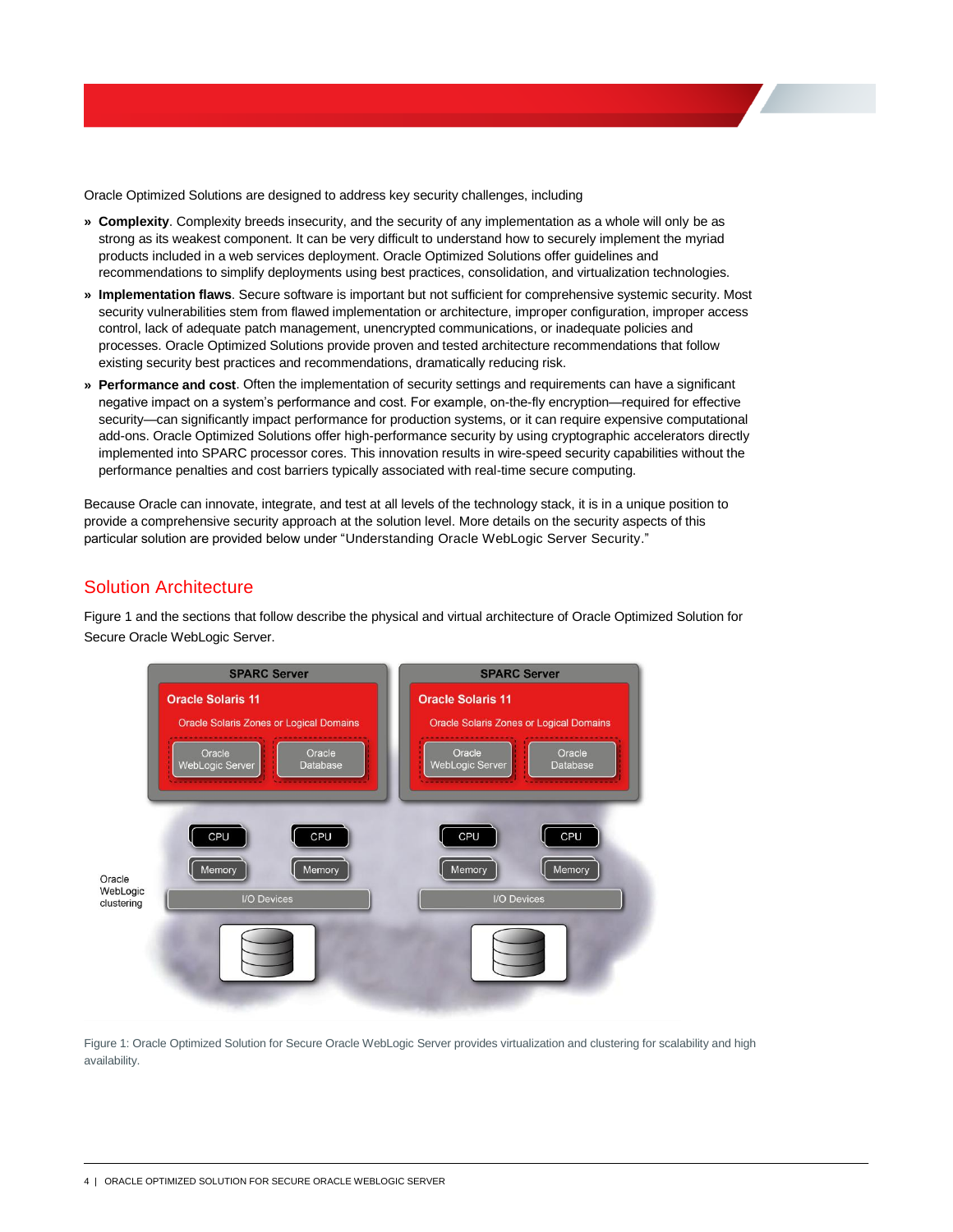Oracle Optimized Solutions are designed to address key security challenges, including

- **Complexity**. Complexity breeds insecurity, and the security of any implementation as a whole will only be as strong as its weakest component. It can be very difficult to understand how to securely implement the myriad products included in a web services deployment. Oracle Optimized Solutions offer guidelines and recommendations to simplify deployments using best practices, consolidation, and virtualization technologies.
- **Implementation flaws**. Secure software is important but not sufficient for comprehensive systemic security. Most security vulnerabilities stem from flawed implementation or architecture, improper configuration, improper access control, lack of adequate patch management, unencrypted communications, or inadequate policies and processes. Oracle Optimized Solutions provide proven and tested architecture recommendations that follow existing security best practices and recommendations, dramatically reducing risk.
- **Performance and cost**. Often the implementation of security settings and requirements can have a significant negative impact on a system's performance and cost. For example, on-the-fly encryption—required for effective security—can significantly impact performance for production systems, or it can require expensive computational add-ons. Oracle Optimized Solutions offer high-performance security by using cryptographic accelerators directly implemented into SPARC processor cores. This innovation results in wire-speed security capabilities without the performance penalties and cost barriers typically associated with real-time secure computing.

Because Oracle can innovate, integrate, and test at all levels of the technology stack, it is in a unique position to provide a comprehensive security approach at the solution level. More details on the security aspects of this particular solution are provided below under "Understanding Oracle WebLogic Server Security."

## Solution Architecture

Figure 1 and the sections that follow describe the physical and virtual architecture of Oracle Optimized Solution for Secure Oracle WebLogic Server.

Figure 1: Oracle Optimized Solution for Secure Oracle WebLogic Server provides virtualization and clustering for scalability and high availability.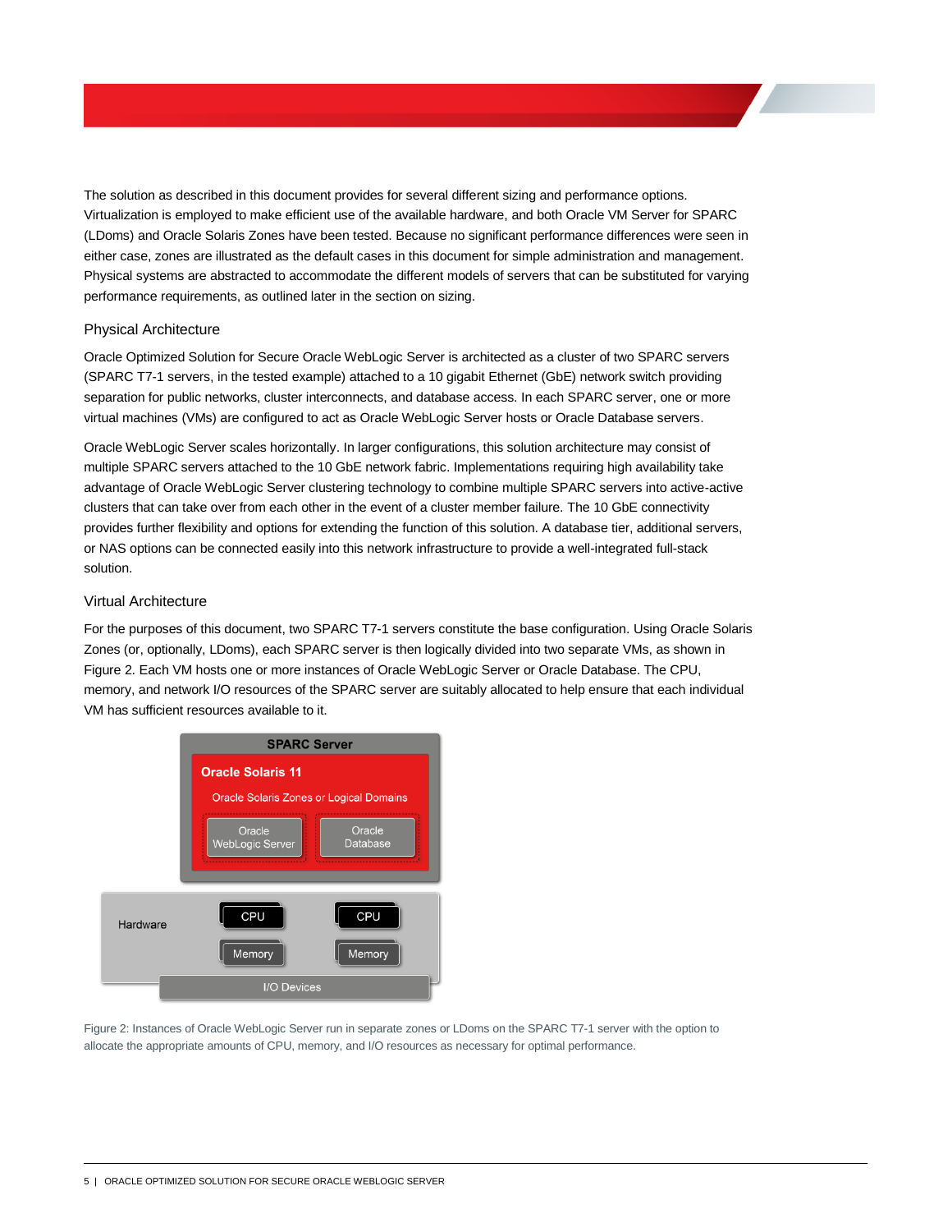The solution as described in this document provides for several different sizing and performance options. Virtualization is employed to make efficient use of the available hardware, and both Oracle VM Server for SPARC (LDoms) and Oracle Solaris Zones have been tested. Because no significant performance differences were seen in either case, zones are illustrated as the default cases in this document for simple administration and management. Physical systems are abstracted to accommodate the different models of servers that can be substituted for varying performance requirements, as outlined later in the section on sizing.

### Physical Architecture

Oracle Optimized Solution for Secure Oracle WebLogic Server is architected as a cluster of two SPARC servers (SPARC T7-1 servers, in the tested example) attached to a 10 gigabit Ethernet (GbE) network switch providing separation for public networks, cluster interconnects, and database access. In each SPARC server, one or more virtual machines (VMs) are configured to act as Oracle WebLogic Server hosts or Oracle Database servers.

Oracle WebLogic Server scales horizontally. In larger configurations, this solution architecture may consist of multiple SPARC servers attached to the 10 GbE network fabric. Implementations requiring high availability take advantage of Oracle WebLogic Server clustering technology to combine multiple SPARC servers into active-active clusters that can take over from each other in the event of a cluster member failure. The 10 GbE connectivity provides further flexibility and options for extending the function of this solution. A database tier, additional servers, or NAS options can be connected easily into this network infrastructure to provide a well-integrated full-stack solution.

### Virtual Architecture

For the purposes of this document, two SPARC T7-1 servers constitute the base configuration. Using Oracle Solaris Zones (or, optionally, LDoms), each SPARC server is then logically divided into two separate VMs, as shown in Figure 2. Each VM hosts one or more instances of Oracle WebLogic Server or Oracle Database. The CPU, memory, and network I/O resources of the SPARC server are suitably allocated to help ensure that each individual VM has sufficient resources available to it.

SPARC Server

Oracle Solaris 11

Oracle Solaris Zones or Logical Domains

Oracle WebLogic Server | Oracle Database

Hardware: CPU, CPU, Memory, Memory, I/O Devices

Figure 2: Instances of Oracle WebLogic Server run in separate zones or LDoms on the SPARC T7-1 server with the option to allocate the appropriate amounts of CPU, memory, and I/O resources as necessary for optimal performance.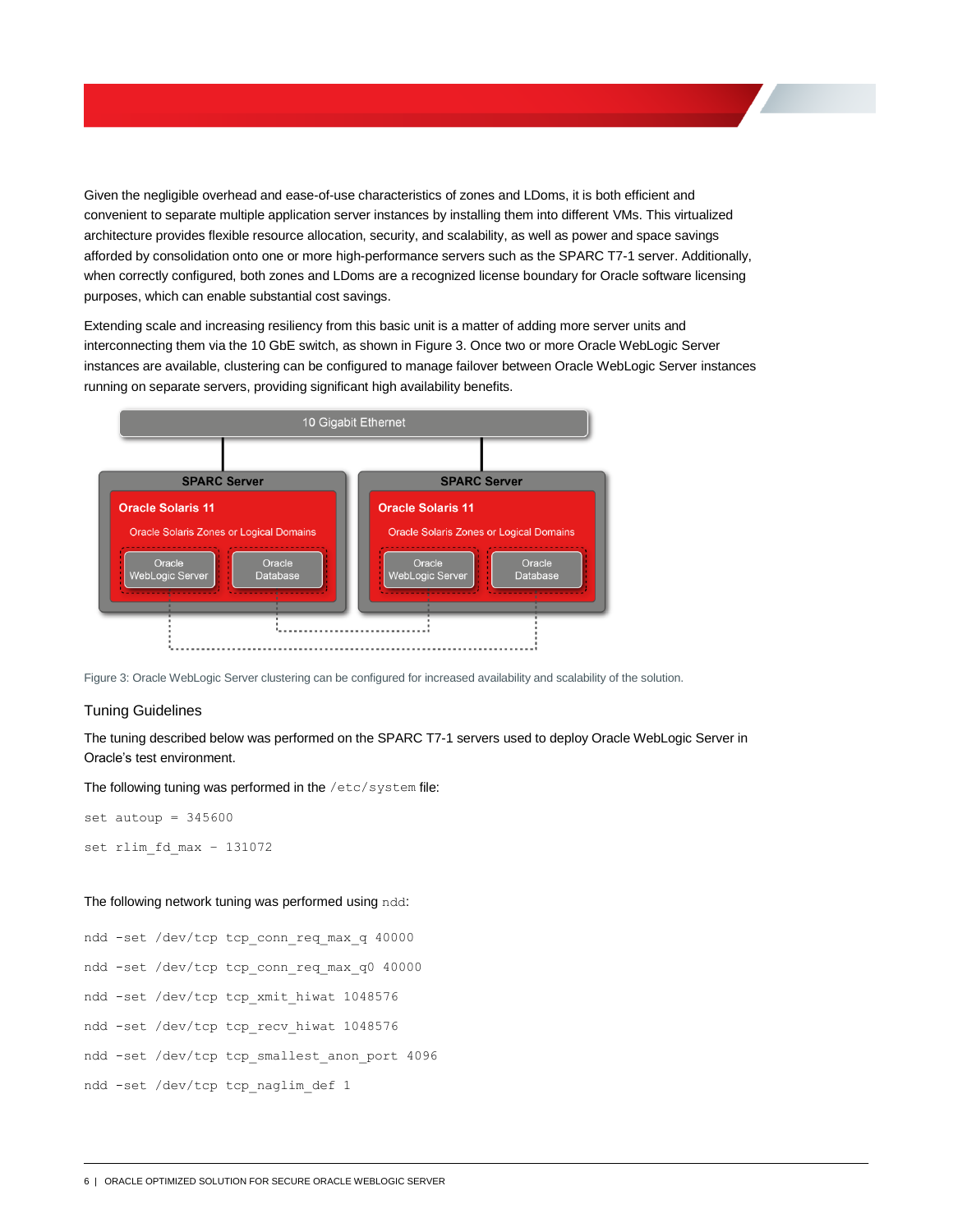Given the negligible overhead and ease-of-use characteristics of zones and LDoms, it is both efficient and convenient to separate multiple application server instances by installing them into different VMs. This virtualized architecture provides flexible resource allocation, security, and scalability, as well as power and space savings afforded by consolidation onto one or more high-performance servers such as the SPARC T7-1 server. Additionally, when correctly configured, both zones and LDoms are a recognized license boundary for Oracle software licensing purposes, which can enable substantial cost savings.

Extending scale and increasing resiliency from this basic unit is a matter of adding more server units and interconnecting them via the 10 GbE switch, as shown in Figure 3. Once two or more Oracle WebLogic Server instances are available, clustering can be configured to manage failover between Oracle WebLogic Server instances running on separate servers, providing significant high availability benefits.

Figure 3: Oracle WebLogic Server clustering can be configured for increased availability and scalability of the solution.

### Tuning Guidelines

The tuning described below was performed on the SPARC T7-1 servers used to deploy Oracle WebLogic Server in Oracle's test environment.

The following tuning was performed in the `/etc/system` file:

```
set autoup = 345600
set rlim_fd_max - 131072
```

The following network tuning was performed using `ndd`:

```
ndd -set /dev/tcp tcp_conn_req_max_q 40000
ndd -set /dev/tcp tcp_conn_req_max_q0 40000
ndd -set /dev/tcp tcp_xmit_hiwat 1048576
ndd -set /dev/tcp tcp_recv_hiwat 1048576
ndd -set /dev/tcp tcp_smallest_anon_port 4096
ndd -set /dev/tcp tcp_naglim_def 1
```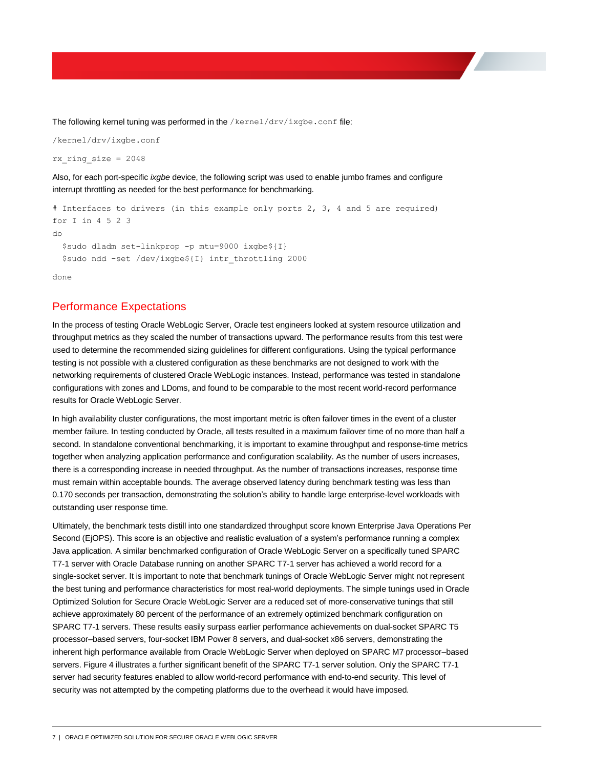The following kernel tuning was performed in the `/kernel/drv/ixgbe.conf` file:

```
/kernel/drv/ixgbe.conf

rx_ring_size = 2048
```

Also, for each port-specific *ixgbe* device, the following script was used to enable jumbo frames and configure interrupt throttling as needed for the best performance for benchmarking.

```
# Interfaces to drivers (in this example only ports 2, 3, 4 and 5 are required)
for I in 4 5 2 3
do
  $sudo dladm set-linkprop -p mtu=9000 ixgbe${I}
  $sudo ndd -set /dev/ixgbe${I} intr_throttling 2000

done
```

## Performance Expectations

In the process of testing Oracle WebLogic Server, Oracle test engineers looked at system resource utilization and throughput metrics as they scaled the number of transactions upward. The performance results from this test were used to determine the recommended sizing guidelines for different configurations. Using the typical performance testing is not possible with a clustered configuration as these benchmarks are not designed to work with the networking requirements of clustered Oracle WebLogic instances. Instead, performance was tested in standalone configurations with zones and LDoms, and found to be comparable to the most recent world-record performance results for Oracle WebLogic Server.

In high availability cluster configurations, the most important metric is often failover times in the event of a cluster member failure. In testing conducted by Oracle, all tests resulted in a maximum failover time of no more than half a second. In standalone conventional benchmarking, it is important to examine throughput and response-time metrics together when analyzing application performance and configuration scalability. As the number of users increases, there is a corresponding increase in needed throughput. As the number of transactions increases, response time must remain within acceptable bounds. The average observed latency during benchmark testing was less than 0.170 seconds per transaction, demonstrating the solution's ability to handle large enterprise-level workloads with outstanding user response time.

Ultimately, the benchmark tests distill into one standardized throughput score known Enterprise Java Operations Per Second (EjOPS). This score is an objective and realistic evaluation of a system's performance running a complex Java application. A similar benchmarked configuration of Oracle WebLogic Server on a specifically tuned SPARC T7-1 server with Oracle Database running on another SPARC T7-1 server has achieved a world record for a single-socket server. It is important to note that benchmark tunings of Oracle WebLogic Server might not represent the best tuning and performance characteristics for most real-world deployments. The simple tunings used in Oracle Optimized Solution for Secure Oracle WebLogic Server are a reduced set of more-conservative tunings that still achieve approximately 80 percent of the performance of an extremely optimized benchmark configuration on SPARC T7-1 servers. These results easily surpass earlier performance achievements on dual-socket SPARC T5 processor–based servers, four-socket IBM Power 8 servers, and dual-socket x86 servers, demonstrating the inherent high performance available from Oracle WebLogic Server when deployed on SPARC M7 processor–based servers. Figure 4 illustrates a further significant benefit of the SPARC T7-1 server solution. Only the SPARC T7-1 server had security features enabled to allow world-record performance with end-to-end security. This level of security was not attempted by the competing platforms due to the overhead it would have imposed.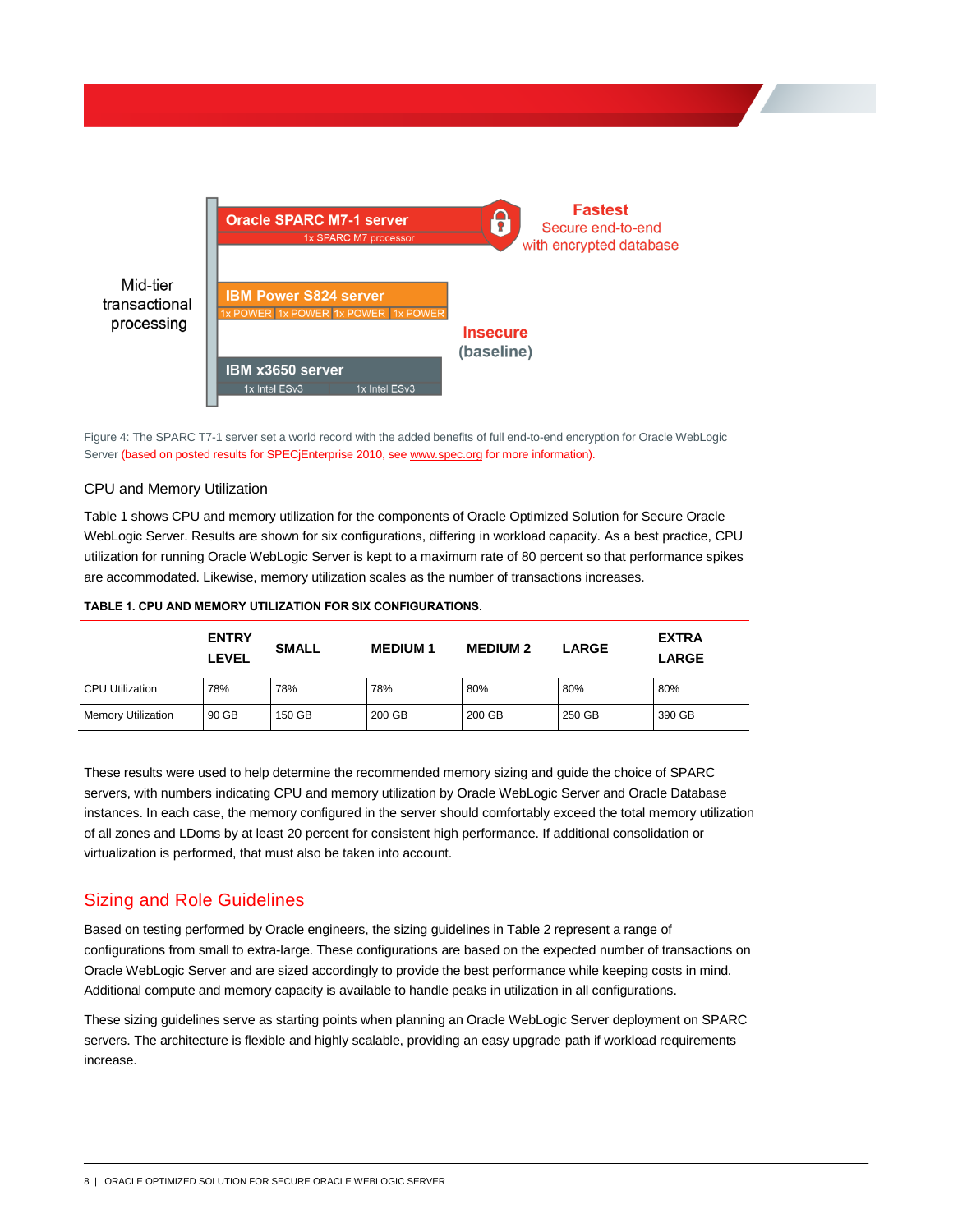Mid-tier transactional processing

**Oracle SPARC M7-1 server**
1x SPARC M7 processor

**Fastest**
Secure end-to-end with encrypted database

**IBM Power S824 server**
1x POWER 1x POWER 1x POWER 1x POWER

**IBM x3650 server**
1x Intel ESv3 1x Intel ESv3

**Insecure** (baseline)

Figure 4: The SPARC T7-1 server set a world record with the added benefits of full end-to-end encryption for Oracle WebLogic Server (based on posted results for SPECjEnterprise 2010, see www.spec.org for more information).

### CPU and Memory Utilization

Table 1 shows CPU and memory utilization for the components of Oracle Optimized Solution for Secure Oracle WebLogic Server. Results are shown for six configurations, differing in workload capacity. As a best practice, CPU utilization for running Oracle WebLogic Server is kept to a maximum rate of 80 percent so that performance spikes are accommodated. Likewise, memory utilization scales as the number of transactions increases.

**TABLE 1. CPU AND MEMORY UTILIZATION FOR SIX CONFIGURATIONS.**

| | ENTRY LEVEL | SMALL | MEDIUM 1 | MEDIUM 2 | LARGE | EXTRA LARGE |
|---|---|---|---|---|---|---|
| CPU Utilization | 78% | 78% | 78% | 80% | 80% | 80% |
| Memory Utilization | 90 GB | 150 GB | 200 GB | 200 GB | 250 GB | 390 GB |

These results were used to help determine the recommended memory sizing and guide the choice of SPARC servers, with numbers indicating CPU and memory utilization by Oracle WebLogic Server and Oracle Database instances. In each case, the memory configured in the server should comfortably exceed the total memory utilization of all zones and LDoms by at least 20 percent for consistent high performance. If additional consolidation or virtualization is performed, that must also be taken into account.

## Sizing and Role Guidelines

Based on testing performed by Oracle engineers, the sizing guidelines in Table 2 represent a range of configurations from small to extra-large. These configurations are based on the expected number of transactions on Oracle WebLogic Server and are sized accordingly to provide the best performance while keeping costs in mind. Additional compute and memory capacity is available to handle peaks in utilization in all configurations.

These sizing guidelines serve as starting points when planning an Oracle WebLogic Server deployment on SPARC servers. The architecture is flexible and highly scalable, providing an easy upgrade path if workload requirements increase.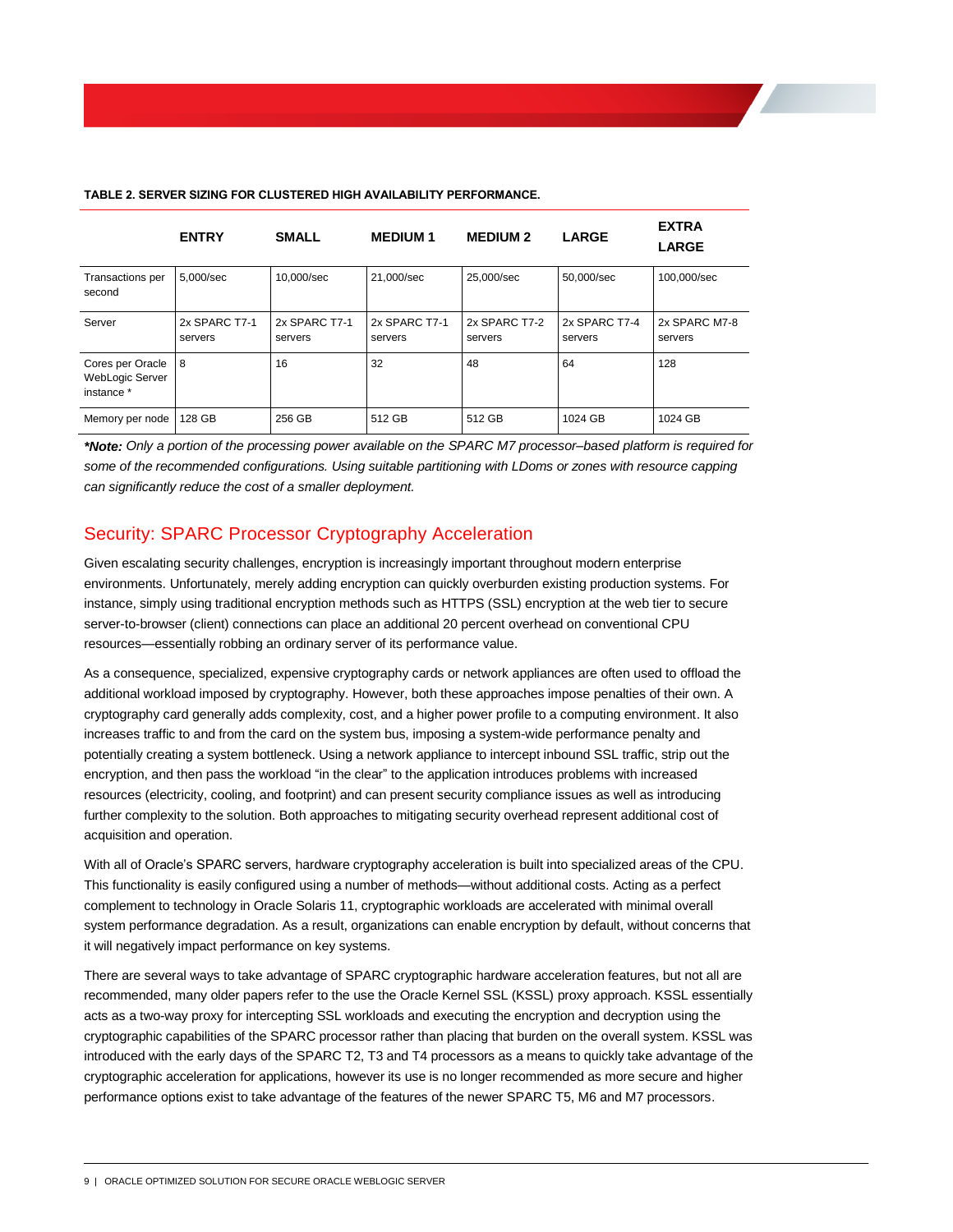**TABLE 2. SERVER SIZING FOR CLUSTERED HIGH AVAILABILITY PERFORMANCE.**

| | ENTRY | SMALL | MEDIUM 1 | MEDIUM 2 | LARGE | EXTRA LARGE |
|---|---|---|---|---|---|---|
| Transactions per second | 5,000/sec | 10,000/sec | 21,000/sec | 25,000/sec | 50,000/sec | 100,000/sec |
| Server | 2x SPARC T7-1 servers | 2x SPARC T7-1 servers | 2x SPARC T7-1 servers | 2x SPARC T7-2 servers | 2x SPARC T7-4 servers | 2x SPARC M7-8 servers |
| Cores per Oracle WebLogic Server instance * | 8 | 16 | 32 | 48 | 64 | 128 |
| Memory per node | 128 GB | 256 GB | 512 GB | 512 GB | 1024 GB | 1024 GB |

***Note:*** *Only a portion of the processing power available on the SPARC M7 processor–based platform is required for some of the recommended configurations. Using suitable partitioning with LDoms or zones with resource capping can significantly reduce the cost of a smaller deployment.*

## Security: SPARC Processor Cryptography Acceleration

Given escalating security challenges, encryption is increasingly important throughout modern enterprise environments. Unfortunately, merely adding encryption can quickly overburden existing production systems. For instance, simply using traditional encryption methods such as HTTPS (SSL) encryption at the web tier to secure server-to-browser (client) connections can place an additional 20 percent overhead on conventional CPU resources—essentially robbing an ordinary server of its performance value.

As a consequence, specialized, expensive cryptography cards or network appliances are often used to offload the additional workload imposed by cryptography. However, both these approaches impose penalties of their own. A cryptography card generally adds complexity, cost, and a higher power profile to a computing environment. It also increases traffic to and from the card on the system bus, imposing a system-wide performance penalty and potentially creating a system bottleneck. Using a network appliance to intercept inbound SSL traffic, strip out the encryption, and then pass the workload "in the clear" to the application introduces problems with increased resources (electricity, cooling, and footprint) and can present security compliance issues as well as introducing further complexity to the solution. Both approaches to mitigating security overhead represent additional cost of acquisition and operation.

With all of Oracle's SPARC servers, hardware cryptography acceleration is built into specialized areas of the CPU. This functionality is easily configured using a number of methods—without additional costs. Acting as a perfect complement to technology in Oracle Solaris 11, cryptographic workloads are accelerated with minimal overall system performance degradation. As a result, organizations can enable encryption by default, without concerns that it will negatively impact performance on key systems.

There are several ways to take advantage of SPARC cryptographic hardware acceleration features, but not all are recommended, many older papers refer to the use the Oracle Kernel SSL (KSSL) proxy approach. KSSL essentially acts as a two-way proxy for intercepting SSL workloads and executing the encryption and decryption using the cryptographic capabilities of the SPARC processor rather than placing that burden on the overall system. KSSL was introduced with the early days of the SPARC T2, T3 and T4 processors as a means to quickly take advantage of the cryptographic acceleration for applications, however its use is no longer recommended as more secure and higher performance options exist to take advantage of the features of the newer SPARC T5, M6 and M7 processors.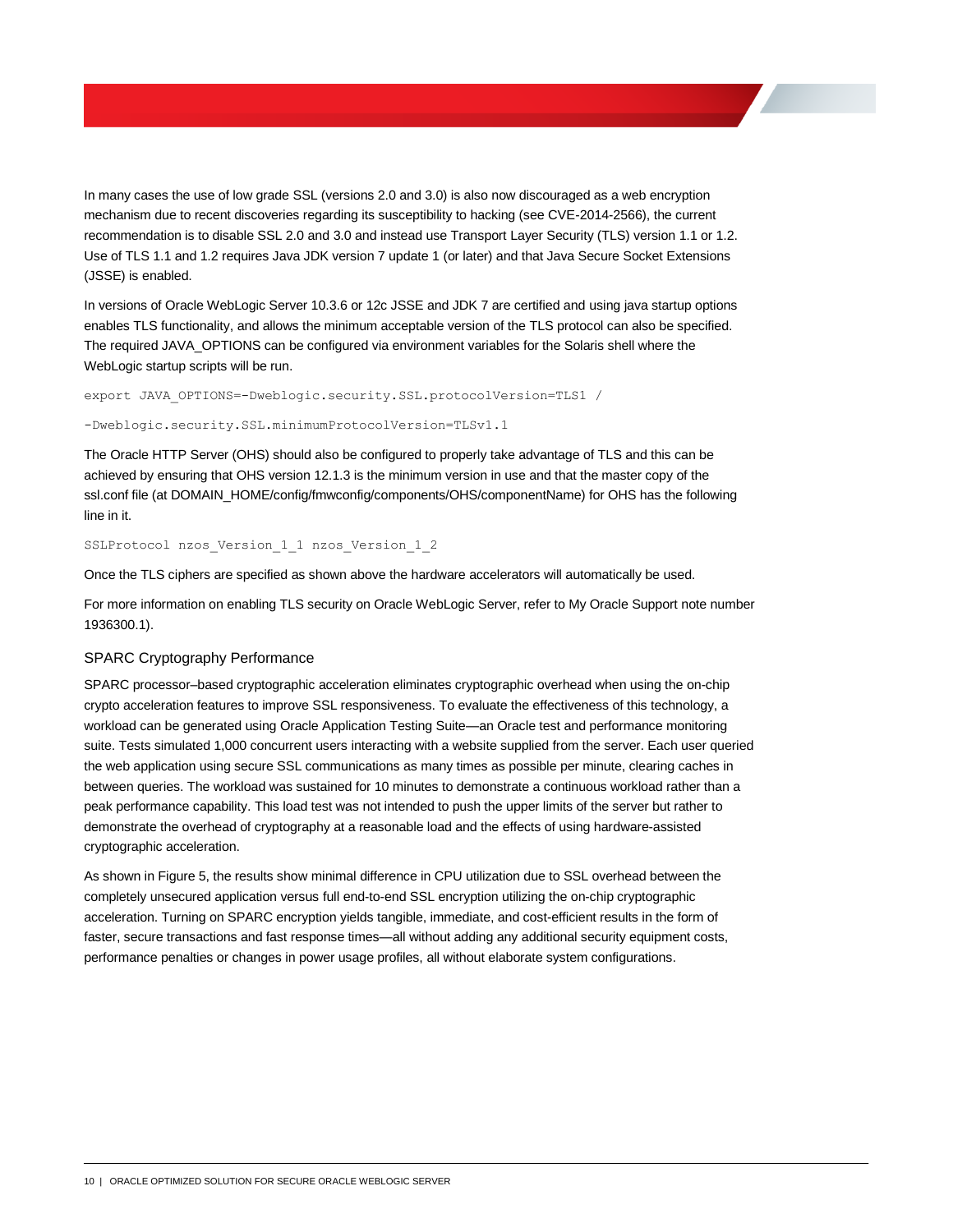In many cases the use of low grade SSL (versions 2.0 and 3.0) is also now discouraged as a web encryption mechanism due to recent discoveries regarding its susceptibility to hacking (see CVE-2014-2566), the current recommendation is to disable SSL 2.0 and 3.0 and instead use Transport Layer Security (TLS) version 1.1 or 1.2. Use of TLS 1.1 and 1.2 requires Java JDK version 7 update 1 (or later) and that Java Secure Socket Extensions (JSSE) is enabled.

In versions of Oracle WebLogic Server 10.3.6 or 12c JSSE and JDK 7 are certified and using java startup options enables TLS functionality, and allows the minimum acceptable version of the TLS protocol can also be specified. The required JAVA_OPTIONS can be configured via environment variables for the Solaris shell where the WebLogic startup scripts will be run.

```
export JAVA_OPTIONS=-Dweblogic.security.SSL.protocolVersion=TLS1 /

-Dweblogic.security.SSL.minimumProtocolVersion=TLSv1.1
```

The Oracle HTTP Server (OHS) should also be configured to properly take advantage of TLS and this can be achieved by ensuring that OHS version 12.1.3 is the minimum version in use and that the master copy of the ssl.conf file (at DOMAIN_HOME/config/fmwconfig/components/OHS/componentName) for OHS has the following line in it.

```
SSLProtocol nzos_Version_1_1 nzos_Version_1_2
```

Once the TLS ciphers are specified as shown above the hardware accelerators will automatically be used.

For more information on enabling TLS security on Oracle WebLogic Server, refer to My Oracle Support note number 1936300.1).

## SPARC Cryptography Performance

SPARC processor–based cryptographic acceleration eliminates cryptographic overhead when using the on-chip crypto acceleration features to improve SSL responsiveness. To evaluate the effectiveness of this technology, a workload can be generated using Oracle Application Testing Suite—an Oracle test and performance monitoring suite. Tests simulated 1,000 concurrent users interacting with a website supplied from the server. Each user queried the web application using secure SSL communications as many times as possible per minute, clearing caches in between queries. The workload was sustained for 10 minutes to demonstrate a continuous workload rather than a peak performance capability. This load test was not intended to push the upper limits of the server but rather to demonstrate the overhead of cryptography at a reasonable load and the effects of using hardware-assisted cryptographic acceleration.

As shown in Figure 5, the results show minimal difference in CPU utilization due to SSL overhead between the completely unsecured application versus full end-to-end SSL encryption utilizing the on-chip cryptographic acceleration. Turning on SPARC encryption yields tangible, immediate, and cost-efficient results in the form of faster, secure transactions and fast response times—all without adding any additional security equipment costs, performance penalties or changes in power usage profiles, all without elaborate system configurations.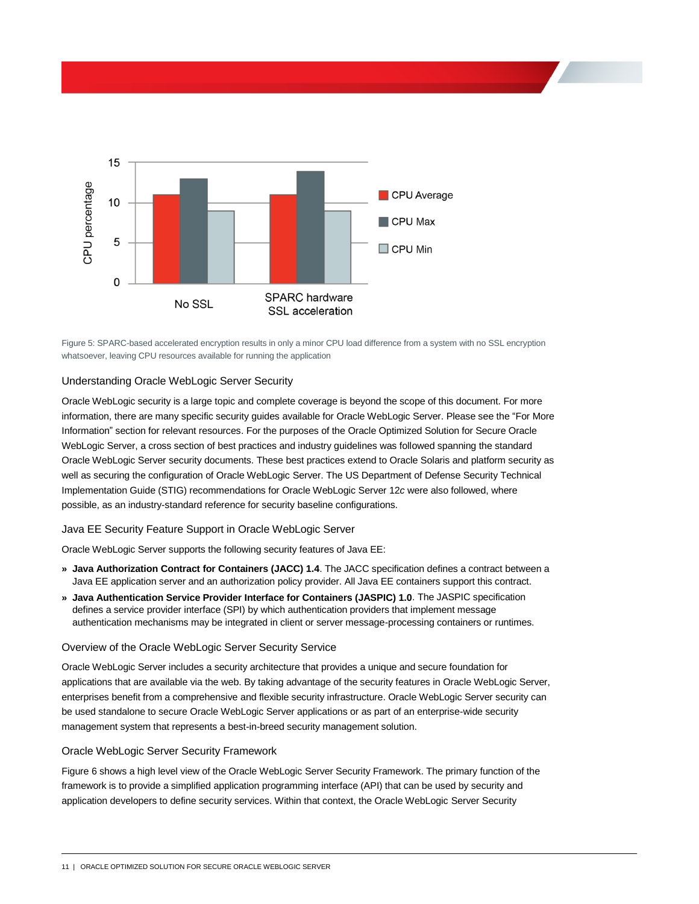Figure 5: SPARC-based accelerated encryption results in only a minor CPU load difference from a system with no SSL encryption whatsoever, leaving CPU resources available for running the application

### Understanding Oracle WebLogic Server Security

Oracle WebLogic security is a large topic and complete coverage is beyond the scope of this document. For more information, there are many specific security guides available for Oracle WebLogic Server. Please see the "For More Information" section for relevant resources. For the purposes of the Oracle Optimized Solution for Secure Oracle WebLogic Server, a cross section of best practices and industry guidelines was followed spanning the standard Oracle WebLogic Server security documents. These best practices extend to Oracle Solaris and platform security as well as securing the configuration of Oracle WebLogic Server. The US Department of Defense Security Technical Implementation Guide (STIG) recommendations for Oracle WebLogic Server 12*c* were also followed, where possible, as an industry-standard reference for security baseline configurations.

### Java EE Security Feature Support in Oracle WebLogic Server

Oracle WebLogic Server supports the following security features of Java EE:

- **Java Authorization Contract for Containers (JACC) 1.4**. The JACC specification defines a contract between a Java EE application server and an authorization policy provider. All Java EE containers support this contract.
- **Java Authentication Service Provider Interface for Containers (JASPIC) 1.0**. The JASPIC specification defines a service provider interface (SPI) by which authentication providers that implement message authentication mechanisms may be integrated in client or server message-processing containers or runtimes.

### Overview of the Oracle WebLogic Server Security Service

Oracle WebLogic Server includes a security architecture that provides a unique and secure foundation for applications that are available via the web. By taking advantage of the security features in Oracle WebLogic Server, enterprises benefit from a comprehensive and flexible security infrastructure. Oracle WebLogic Server security can be used standalone to secure Oracle WebLogic Server applications or as part of an enterprise-wide security management system that represents a best-in-breed security management solution.

### Oracle WebLogic Server Security Framework

Figure 6 shows a high level view of the Oracle WebLogic Server Security Framework. The primary function of the framework is to provide a simplified application programming interface (API) that can be used by security and application developers to define security services. Within that context, the Oracle WebLogic Server Security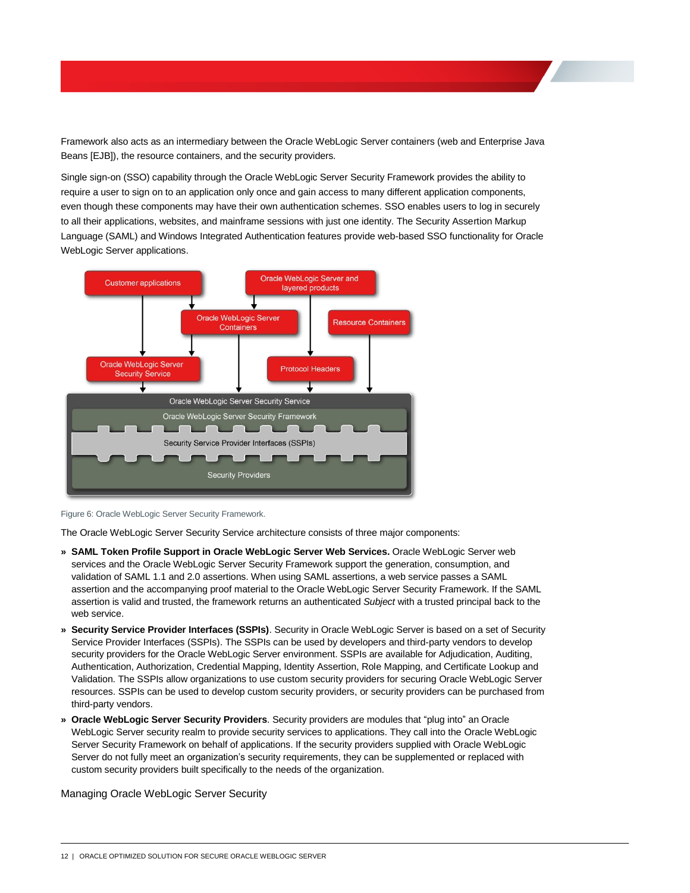Framework also acts as an intermediary between the Oracle WebLogic Server containers (web and Enterprise Java Beans [EJB]), the resource containers, and the security providers.

Single sign-on (SSO) capability through the Oracle WebLogic Server Security Framework provides the ability to require a user to sign on to an application only once and gain access to many different application components, even though these components may have their own authentication schemes. SSO enables users to log in securely to all their applications, websites, and mainframe sessions with just one identity. The Security Assertion Markup Language (SAML) and Windows Integrated Authentication features provide web-based SSO functionality for Oracle WebLogic Server applications.

Figure 6: Oracle WebLogic Server Security Framework.

The Oracle WebLogic Server Security Service architecture consists of three major components:

- **SAML Token Profile Support in Oracle WebLogic Server Web Services.** Oracle WebLogic Server web services and the Oracle WebLogic Server Security Framework support the generation, consumption, and validation of SAML 1.1 and 2.0 assertions. When using SAML assertions, a web service passes a SAML assertion and the accompanying proof material to the Oracle WebLogic Server Security Framework. If the SAML assertion is valid and trusted, the framework returns an authenticated *Subject* with a trusted principal back to the web service.
- **Security Service Provider Interfaces (SSPIs)**. Security in Oracle WebLogic Server is based on a set of Security Service Provider Interfaces (SSPIs). The SSPIs can be used by developers and third-party vendors to develop security providers for the Oracle WebLogic Server environment. SSPIs are available for Adjudication, Auditing, Authentication, Authorization, Credential Mapping, Identity Assertion, Role Mapping, and Certificate Lookup and Validation. The SSPIs allow organizations to use custom security providers for securing Oracle WebLogic Server resources. SSPIs can be used to develop custom security providers, or security providers can be purchased from third-party vendors.
- **Oracle WebLogic Server Security Providers**. Security providers are modules that "plug into" an Oracle WebLogic Server security realm to provide security services to applications. They call into the Oracle WebLogic Server Security Framework on behalf of applications. If the security providers supplied with Oracle WebLogic Server do not fully meet an organization's security requirements, they can be supplemented or replaced with custom security providers built specifically to the needs of the organization.

## Managing Oracle WebLogic Server Security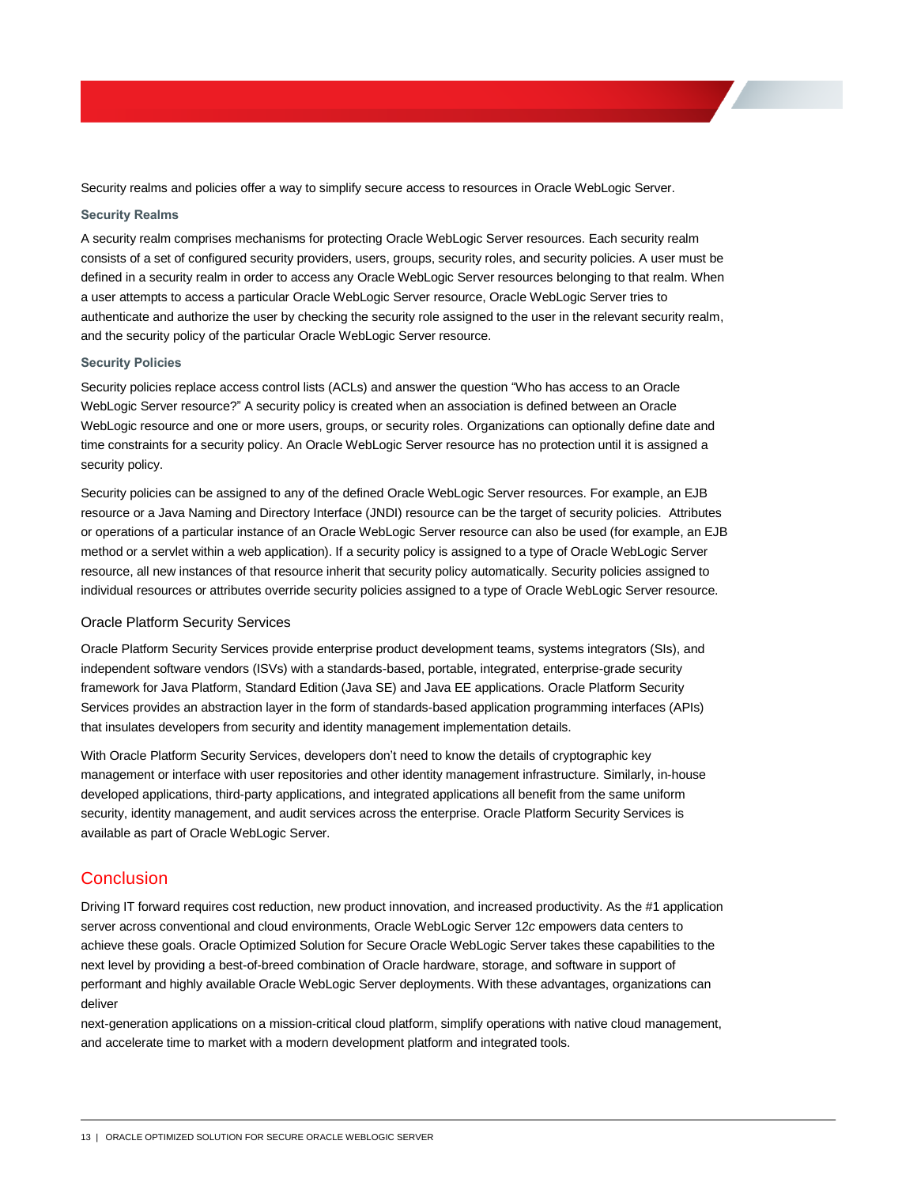Security realms and policies offer a way to simplify secure access to resources in Oracle WebLogic Server.

#### Security Realms

A security realm comprises mechanisms for protecting Oracle WebLogic Server resources. Each security realm consists of a set of configured security providers, users, groups, security roles, and security policies. A user must be defined in a security realm in order to access any Oracle WebLogic Server resources belonging to that realm. When a user attempts to access a particular Oracle WebLogic Server resource, Oracle WebLogic Server tries to authenticate and authorize the user by checking the security role assigned to the user in the relevant security realm, and the security policy of the particular Oracle WebLogic Server resource.

#### Security Policies

Security policies replace access control lists (ACLs) and answer the question "Who has access to an Oracle WebLogic Server resource?" A security policy is created when an association is defined between an Oracle WebLogic resource and one or more users, groups, or security roles. Organizations can optionally define date and time constraints for a security policy. An Oracle WebLogic Server resource has no protection until it is assigned a security policy.

Security policies can be assigned to any of the defined Oracle WebLogic Server resources. For example, an EJB resource or a Java Naming and Directory Interface (JNDI) resource can be the target of security policies. Attributes or operations of a particular instance of an Oracle WebLogic Server resource can also be used (for example, an EJB method or a servlet within a web application). If a security policy is assigned to a type of Oracle WebLogic Server resource, all new instances of that resource inherit that security policy automatically. Security policies assigned to individual resources or attributes override security policies assigned to a type of Oracle WebLogic Server resource.

### Oracle Platform Security Services

Oracle Platform Security Services provide enterprise product development teams, systems integrators (SIs), and independent software vendors (ISVs) with a standards-based, portable, integrated, enterprise-grade security framework for Java Platform, Standard Edition (Java SE) and Java EE applications. Oracle Platform Security Services provides an abstraction layer in the form of standards-based application programming interfaces (APIs) that insulates developers from security and identity management implementation details.

With Oracle Platform Security Services, developers don't need to know the details of cryptographic key management or interface with user repositories and other identity management infrastructure. Similarly, in-house developed applications, third-party applications, and integrated applications all benefit from the same uniform security, identity management, and audit services across the enterprise. Oracle Platform Security Services is available as part of Oracle WebLogic Server.

## Conclusion

Driving IT forward requires cost reduction, new product innovation, and increased productivity. As the #1 application server across conventional and cloud environments, Oracle WebLogic Server 12*c* empowers data centers to achieve these goals. Oracle Optimized Solution for Secure Oracle WebLogic Server takes these capabilities to the next level by providing a best-of-breed combination of Oracle hardware, storage, and software in support of performant and highly available Oracle WebLogic Server deployments. With these advantages, organizations can deliver next-generation applications on a mission-critical cloud platform, simplify operations with native cloud management, and accelerate time to market with a modern development platform and integrated tools.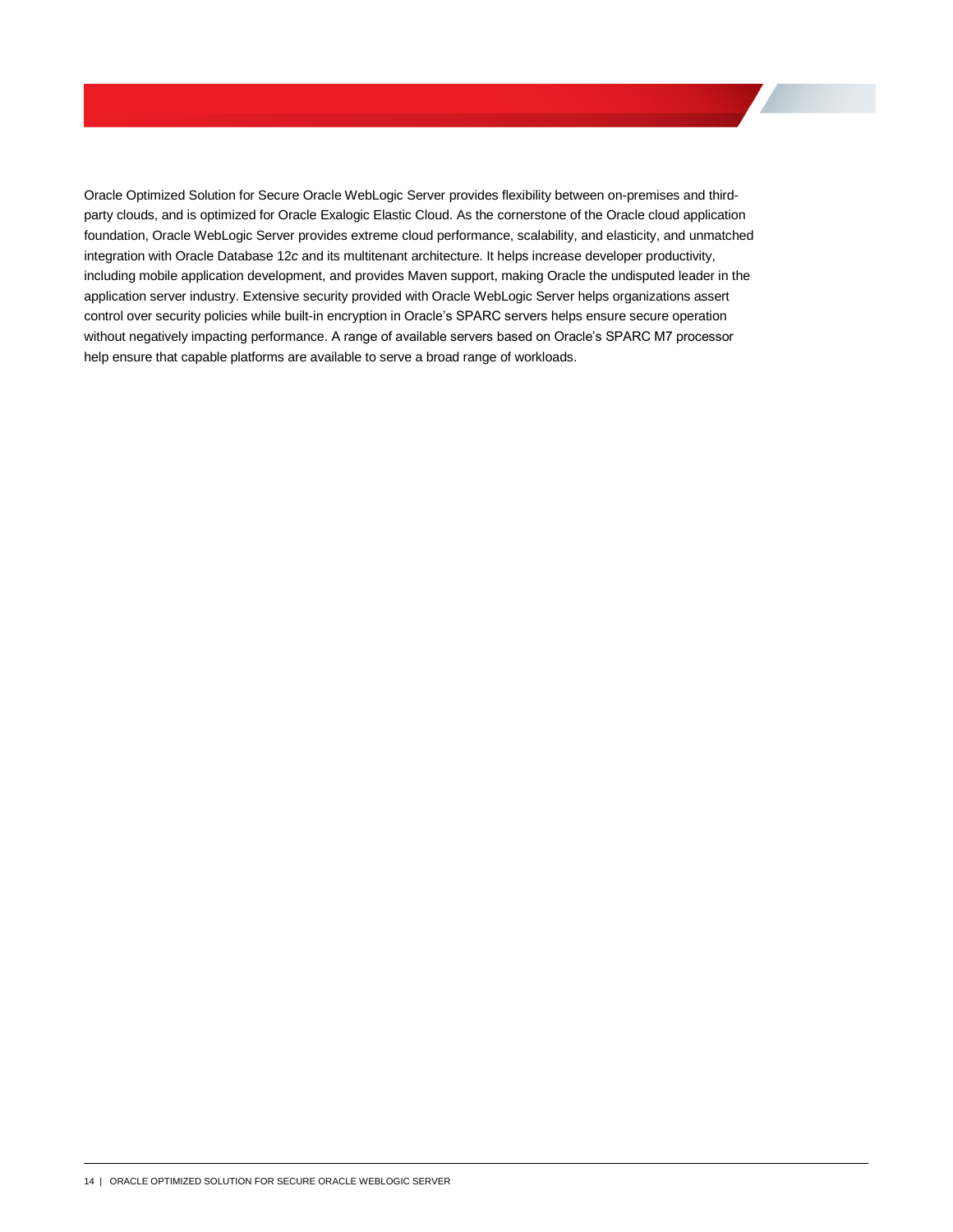Oracle Optimized Solution for Secure Oracle WebLogic Server provides flexibility between on-premises and third-party clouds, and is optimized for Oracle Exalogic Elastic Cloud. As the cornerstone of the Oracle cloud application foundation, Oracle WebLogic Server provides extreme cloud performance, scalability, and elasticity, and unmatched integration with Oracle Database 12*c* and its multitenant architecture. It helps increase developer productivity, including mobile application development, and provides Maven support, making Oracle the undisputed leader in the application server industry. Extensive security provided with Oracle WebLogic Server helps organizations assert control over security policies while built-in encryption in Oracle's SPARC servers helps ensure secure operation without negatively impacting performance. A range of available servers based on Oracle's SPARC M7 processor help ensure that capable platforms are available to serve a broad range of workloads.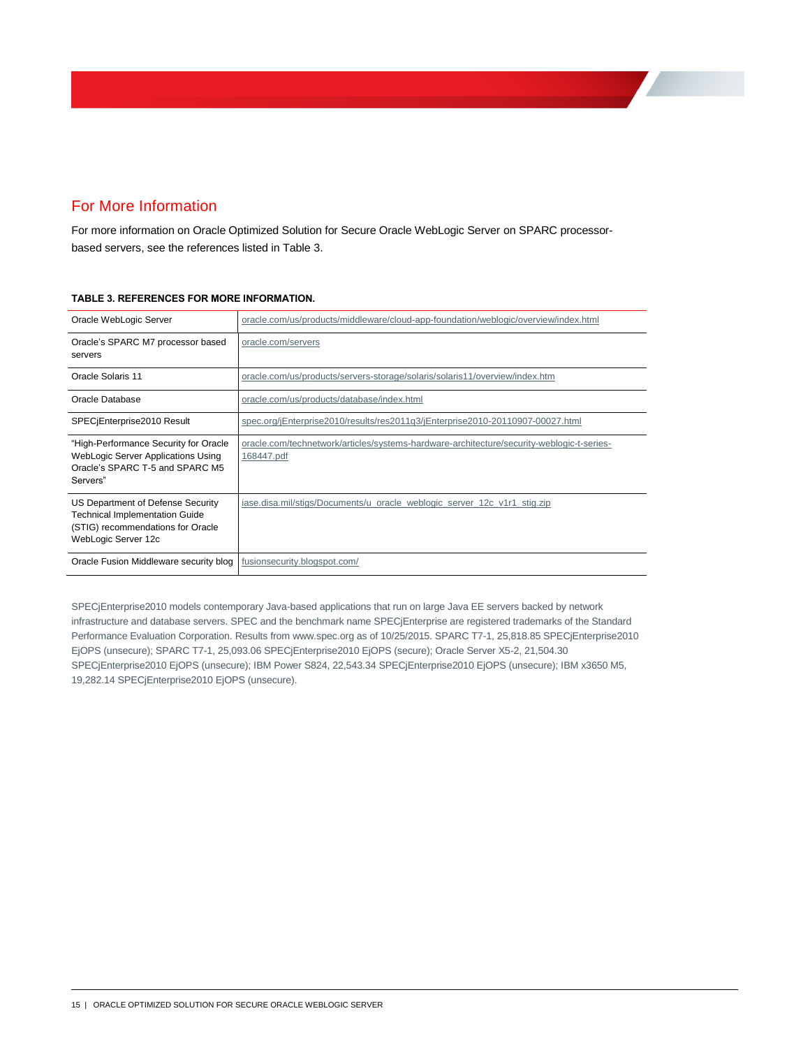## For More Information

For more information on Oracle Optimized Solution for Secure Oracle WebLogic Server on SPARC processor-based servers, see the references listed in Table 3.

**TABLE 3. REFERENCES FOR MORE INFORMATION.**

| | |
|---|---|
| Oracle WebLogic Server | oracle.com/us/products/middleware/cloud-app-foundation/weblogic/overview/index.html |
| Oracle's SPARC M7 processor based servers | oracle.com/servers |
| Oracle Solaris 11 | oracle.com/us/products/servers-storage/solaris/solaris11/overview/index.htm |
| Oracle Database | oracle.com/us/products/database/index.html |
| SPECjEnterprise2010 Result | spec.org/jEnterprise2010/results/res2011q3/jEnterprise2010-20110907-00027.html |
| "High-Performance Security for Oracle WebLogic Server Applications Using Oracle's SPARC T-5 and SPARC M5 Servers" | oracle.com/technetwork/articles/systems-hardware-architecture/security-weblogic-t-series-168447.pdf |
| US Department of Defense Security Technical Implementation Guide (STIG) recommendations for Oracle WebLogic Server 12c | iase.disa.mil/stigs/Documents/u_oracle_weblogic_server_12c_v1r1_stig.zip |
| Oracle Fusion Middleware security blog | fusionsecurity.blogspot.com/ |

SPECjEnterprise2010 models contemporary Java-based applications that run on large Java EE servers backed by network infrastructure and database servers. SPEC and the benchmark name SPECjEnterprise are registered trademarks of the Standard Performance Evaluation Corporation. Results from www.spec.org as of 10/25/2015. SPARC T7-1, 25,818.85 SPECjEnterprise2010 EjOPS (unsecure); SPARC T7-1, 25,093.06 SPECjEnterprise2010 EjOPS (secure); Oracle Server X5-2, 21,504.30 SPECjEnterprise2010 EjOPS (unsecure); IBM Power S824, 22,543.34 SPECjEnterprise2010 EjOPS (unsecure); IBM x3650 M5, 19,282.14 SPECjEnterprise2010 EjOPS (unsecure).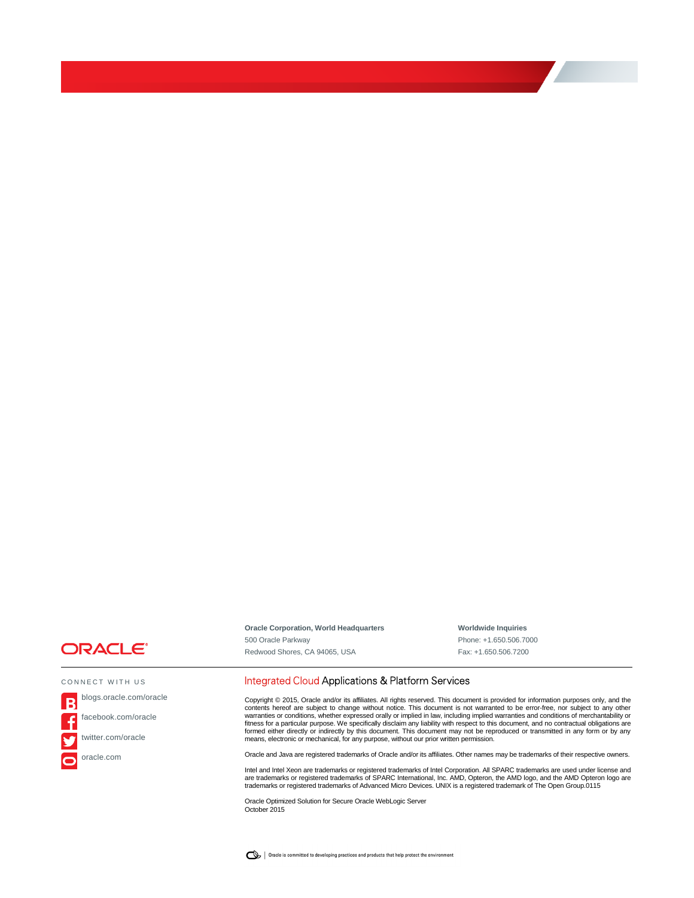ORACLE

**Oracle Corporation, World Headquarters**
500 Oracle Parkway
Redwood Shores, CA 94065, USA

**Worldwide Inquiries**
Phone: +1.650.506.7000
Fax: +1.650.506.7200

CONNECT WITH US

- blogs.oracle.com/oracle
- facebook.com/oracle
- twitter.com/oracle
- oracle.com

Integrated Cloud Applications & Platform Services

Copyright © 2015, Oracle and/or its affiliates. All rights reserved. This document is provided for information purposes only, and the contents hereof are subject to change without notice. This document is not warranted to be error-free, nor subject to any other warranties or conditions, whether expressed orally or implied in law, including implied warranties and conditions of merchantability or fitness for a particular purpose. We specifically disclaim any liability with respect to this document, and no contractual obligations are formed either directly or indirectly by this document. This document may not be reproduced or transmitted in any form or by any means, electronic or mechanical, for any purpose, without our prior written permission.

Oracle and Java are registered trademarks of Oracle and/or its affiliates. Other names may be trademarks of their respective owners.

Intel and Intel Xeon are trademarks or registered trademarks of Intel Corporation. All SPARC trademarks are used under license and are trademarks or registered trademarks of SPARC International, Inc. AMD, Opteron, the AMD logo, and the AMD Opteron logo are trademarks or registered trademarks of Advanced Micro Devices. UNIX is a registered trademark of The Open Group.0115

Oracle Optimized Solution for Secure Oracle WebLogic Server
October 2015

Oracle is committed to developing practices and products that help protect the environment